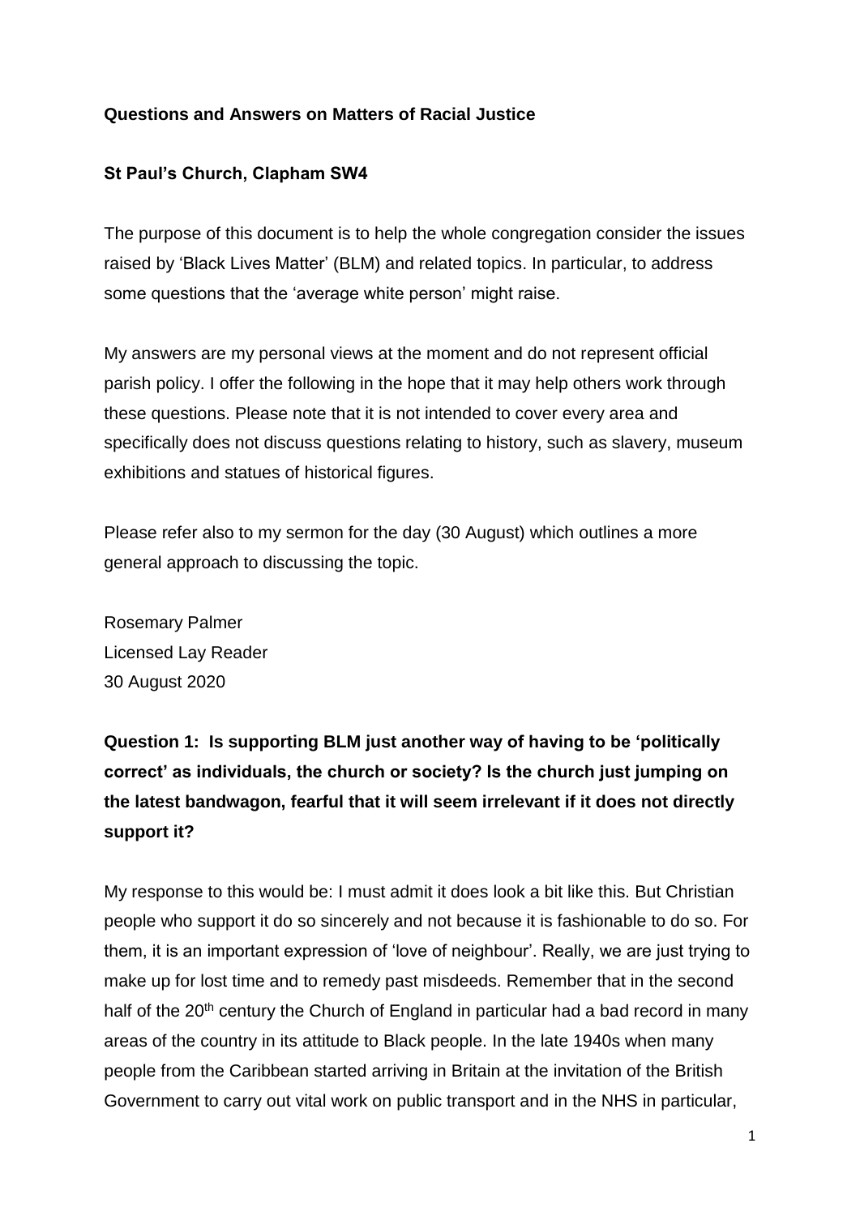**Questions and Answers on Matters of Racial Justice**

**St Paul's Church, Clapham SW4**

The purpose of this document is to help the whole congregation consider the issues raised by 'Black Lives Matter' (BLM) and related topics. In particular, to address some questions that the 'average white person' might raise.

My answers are my personal views at the moment and do not represent official parish policy. I offer the following in the hope that it may help others work through these questions. Please note that it is not intended to cover every area and specifically does not discuss questions relating to history, such as slavery, museum exhibitions and statues of historical figures.

Please refer also to my sermon for the day (30 August) which outlines a more general approach to discussing the topic.

Rosemary Palmer
Licensed Lay Reader
30 August 2020

**Question 1: Is supporting BLM just another way of having to be 'politically correct' as individuals, the church or society? Is the church just jumping on the latest bandwagon, fearful that it will seem irrelevant if it does not directly support it?**

My response to this would be: I must admit it does look a bit like this. But Christian people who support it do so sincerely and not because it is fashionable to do so. For them, it is an important expression of 'love of neighbour'. Really, we are just trying to make up for lost time and to remedy past misdeeds. Remember that in the second half of the 20th century the Church of England in particular had a bad record in many areas of the country in its attitude to Black people. In the late 1940s when many people from the Caribbean started arriving in Britain at the invitation of the British Government to carry out vital work on public transport and in the NHS in particular,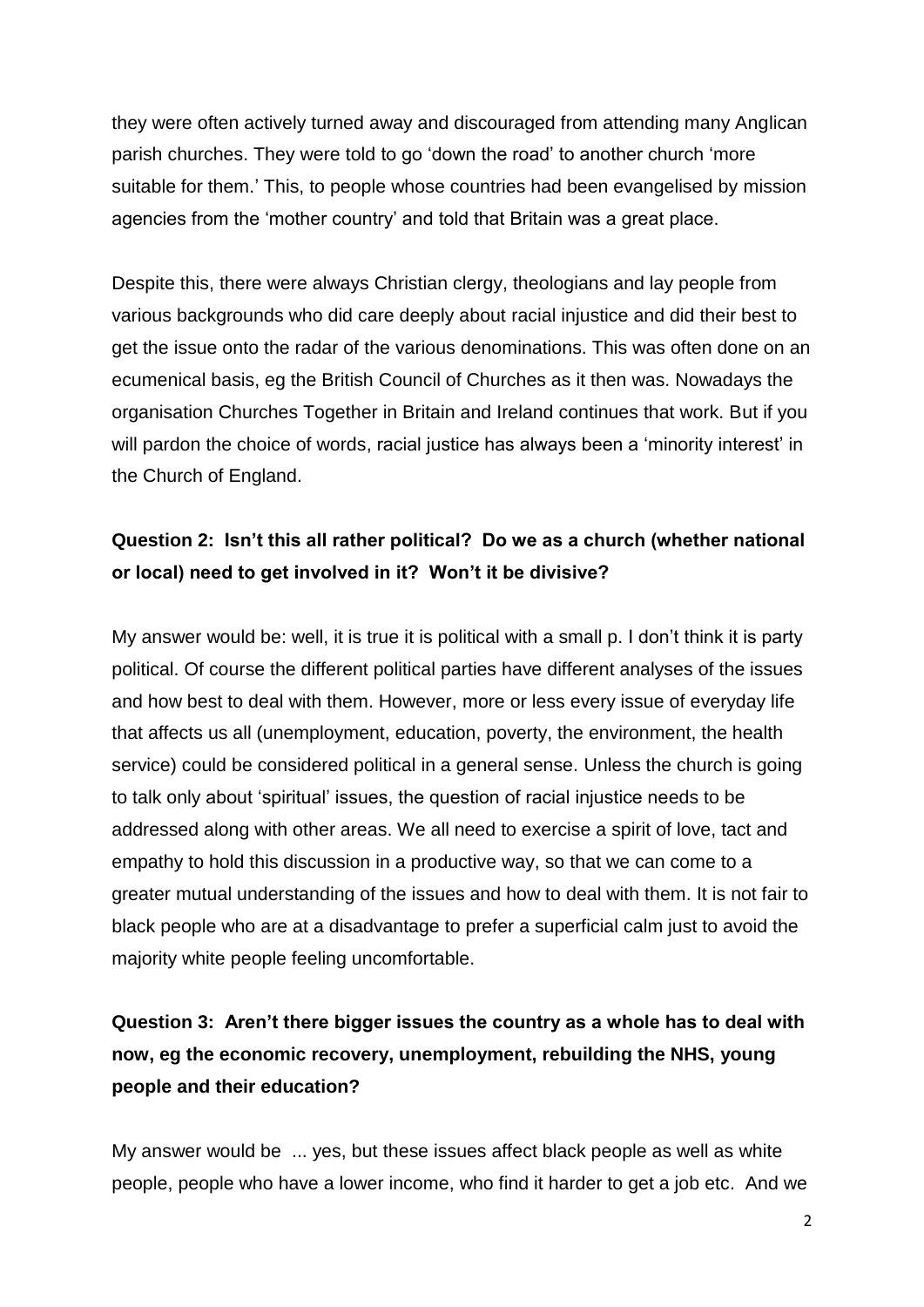they were often actively turned away and discouraged from attending many Anglican parish churches. They were told to go 'down the road' to another church 'more suitable for them.' This, to people whose countries had been evangelised by mission agencies from the 'mother country' and told that Britain was a great place.

Despite this, there were always Christian clergy, theologians and lay people from various backgrounds who did care deeply about racial injustice and did their best to get the issue onto the radar of the various denominations. This was often done on an ecumenical basis, eg the British Council of Churches as it then was. Nowadays the organisation Churches Together in Britain and Ireland continues that work. But if you will pardon the choice of words, racial justice has always been a 'minority interest' in the Church of England.

**Question 2: Isn't this all rather political? Do we as a church (whether national or local) need to get involved in it? Won't it be divisive?**

My answer would be: well, it is true it is political with a small p. I don't think it is party political. Of course the different political parties have different analyses of the issues and how best to deal with them. However, more or less every issue of everyday life that affects us all (unemployment, education, poverty, the environment, the health service) could be considered political in a general sense. Unless the church is going to talk only about 'spiritual' issues, the question of racial injustice needs to be addressed along with other areas. We all need to exercise a spirit of love, tact and empathy to hold this discussion in a productive way, so that we can come to a greater mutual understanding of the issues and how to deal with them. It is not fair to black people who are at a disadvantage to prefer a superficial calm just to avoid the majority white people feeling uncomfortable.

**Question 3: Aren't there bigger issues the country as a whole has to deal with now, eg the economic recovery, unemployment, rebuilding the NHS, young people and their education?**

My answer would be ... yes, but these issues affect black people as well as white people, people who have a lower income, who find it harder to get a job etc. And we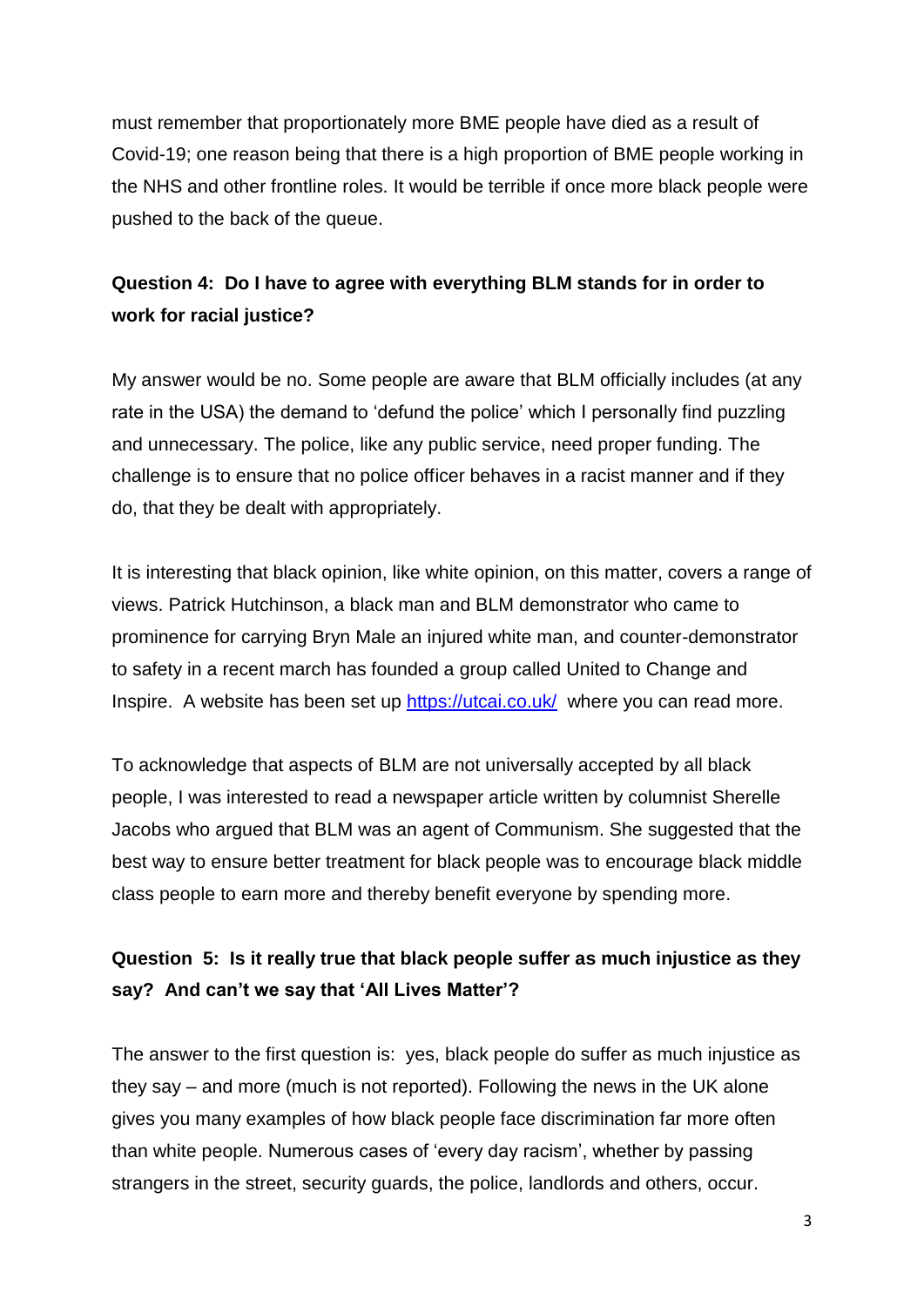must remember that proportionately more BME people have died as a result of Covid-19; one reason being that there is a high proportion of BME people working in the NHS and other frontline roles. It would be terrible if once more black people were pushed to the back of the queue.

**Question 4: Do I have to agree with everything BLM stands for in order to work for racial justice?**

My answer would be no. Some people are aware that BLM officially includes (at any rate in the USA) the demand to 'defund the police' which I personally find puzzling and unnecessary. The police, like any public service, need proper funding. The challenge is to ensure that no police officer behaves in a racist manner and if they do, that they be dealt with appropriately.

It is interesting that black opinion, like white opinion, on this matter, covers a range of views. Patrick Hutchinson, a black man and BLM demonstrator who came to prominence for carrying Bryn Male an injured white man, and counter-demonstrator to safety in a recent march has founded a group called United to Change and Inspire. A website has been set up [https://utcai.co.uk/](https://utcai.co.uk/) where you can read more.

To acknowledge that aspects of BLM are not universally accepted by all black people, I was interested to read a newspaper article written by columnist Sherelle Jacobs who argued that BLM was an agent of Communism. She suggested that the best way to ensure better treatment for black people was to encourage black middle class people to earn more and thereby benefit everyone by spending more.

**Question 5: Is it really true that black people suffer as much injustice as they say? And can't we say that 'All Lives Matter'?**

The answer to the first question is: yes, black people do suffer as much injustice as they say – and more (much is not reported). Following the news in the UK alone gives you many examples of how black people face discrimination far more often than white people. Numerous cases of 'every day racism', whether by passing strangers in the street, security guards, the police, landlords and others, occur.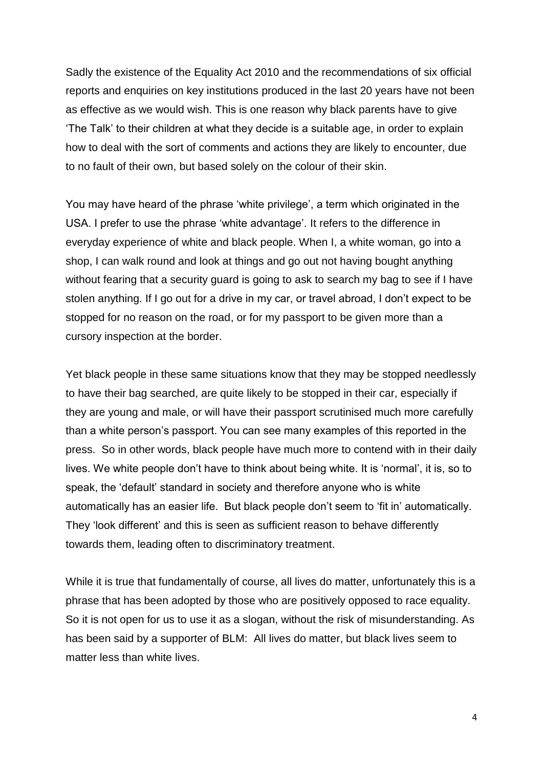Sadly the existence of the Equality Act 2010 and the recommendations of six official reports and enquiries on key institutions produced in the last 20 years have not been as effective as we would wish. This is one reason why black parents have to give 'The Talk' to their children at what they decide is a suitable age, in order to explain how to deal with the sort of comments and actions they are likely to encounter, due to no fault of their own, but based solely on the colour of their skin.

You may have heard of the phrase 'white privilege', a term which originated in the USA. I prefer to use the phrase 'white advantage'. It refers to the difference in everyday experience of white and black people. When I, a white woman, go into a shop, I can walk round and look at things and go out not having bought anything without fearing that a security guard is going to ask to search my bag to see if I have stolen anything. If I go out for a drive in my car, or travel abroad, I don't expect to be stopped for no reason on the road, or for my passport to be given more than a cursory inspection at the border.

Yet black people in these same situations know that they may be stopped needlessly to have their bag searched, are quite likely to be stopped in their car, especially if they are young and male, or will have their passport scrutinised much more carefully than a white person's passport. You can see many examples of this reported in the press. So in other words, black people have much more to contend with in their daily lives. We white people don't have to think about being white. It is 'normal', it is, so to speak, the 'default' standard in society and therefore anyone who is white automatically has an easier life. But black people don't seem to 'fit in' automatically. They 'look different' and this is seen as sufficient reason to behave differently towards them, leading often to discriminatory treatment.

While it is true that fundamentally of course, all lives do matter, unfortunately this is a phrase that has been adopted by those who are positively opposed to race equality. So it is not open for us to use it as a slogan, without the risk of misunderstanding. As has been said by a supporter of BLM: All lives do matter, but black lives seem to matter less than white lives.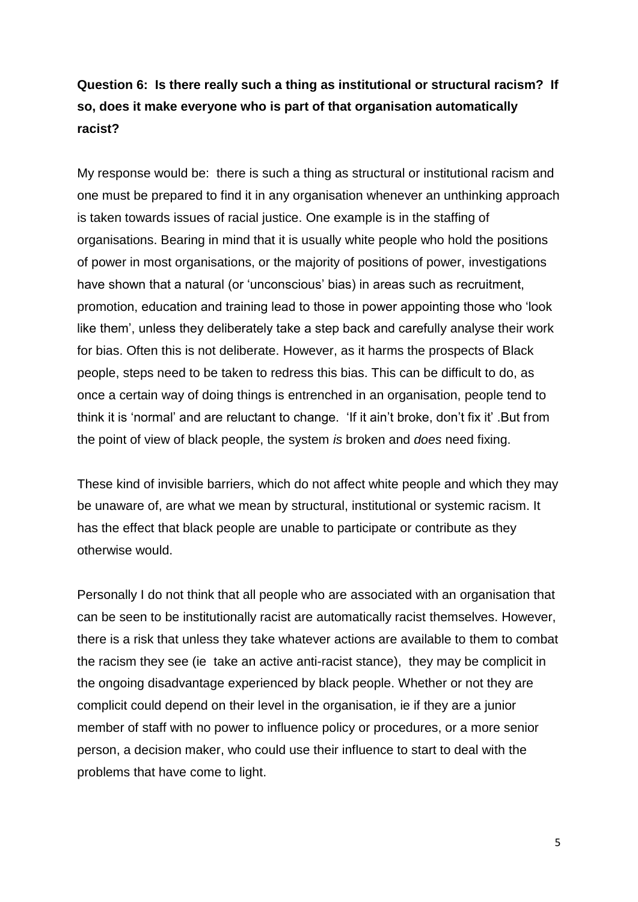**Question 6: Is there really such a thing as institutional or structural racism? If so, does it make everyone who is part of that organisation automatically racist?**

My response would be: there is such a thing as structural or institutional racism and one must be prepared to find it in any organisation whenever an unthinking approach is taken towards issues of racial justice. One example is in the staffing of organisations. Bearing in mind that it is usually white people who hold the positions of power in most organisations, or the majority of positions of power, investigations have shown that a natural (or 'unconscious' bias) in areas such as recruitment, promotion, education and training lead to those in power appointing those who 'look like them', unless they deliberately take a step back and carefully analyse their work for bias. Often this is not deliberate. However, as it harms the prospects of Black people, steps need to be taken to redress this bias. This can be difficult to do, as once a certain way of doing things is entrenched in an organisation, people tend to think it is 'normal' and are reluctant to change. 'If it ain't broke, don't fix it' .But from the point of view of black people, the system *is* broken and *does* need fixing.

These kind of invisible barriers, which do not affect white people and which they may be unaware of, are what we mean by structural, institutional or systemic racism. It has the effect that black people are unable to participate or contribute as they otherwise would.

Personally I do not think that all people who are associated with an organisation that can be seen to be institutionally racist are automatically racist themselves. However, there is a risk that unless they take whatever actions are available to them to combat the racism they see (ie take an active anti-racist stance), they may be complicit in the ongoing disadvantage experienced by black people. Whether or not they are complicit could depend on their level in the organisation, ie if they are a junior member of staff with no power to influence policy or procedures, or a more senior person, a decision maker, who could use their influence to start to deal with the problems that have come to light.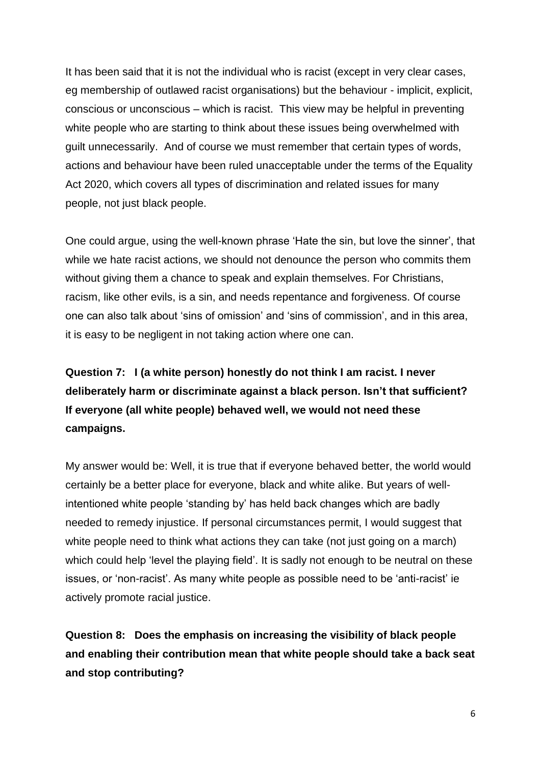It has been said that it is not the individual who is racist (except in very clear cases, eg membership of outlawed racist organisations) but the behaviour - implicit, explicit, conscious or unconscious – which is racist. This view may be helpful in preventing white people who are starting to think about these issues being overwhelmed with guilt unnecessarily. And of course we must remember that certain types of words, actions and behaviour have been ruled unacceptable under the terms of the Equality Act 2020, which covers all types of discrimination and related issues for many people, not just black people.

One could argue, using the well-known phrase 'Hate the sin, but love the sinner', that while we hate racist actions, we should not denounce the person who commits them without giving them a chance to speak and explain themselves. For Christians, racism, like other evils, is a sin, and needs repentance and forgiveness. Of course one can also talk about 'sins of omission' and 'sins of commission', and in this area, it is easy to be negligent in not taking action where one can.

**Question 7: I (a white person) honestly do not think I am racist. I never deliberately harm or discriminate against a black person. Isn't that sufficient? If everyone (all white people) behaved well, we would not need these campaigns.**

My answer would be: Well, it is true that if everyone behaved better, the world would certainly be a better place for everyone, black and white alike. But years of well-intentioned white people 'standing by' has held back changes which are badly needed to remedy injustice. If personal circumstances permit, I would suggest that white people need to think what actions they can take (not just going on a march) which could help 'level the playing field'. It is sadly not enough to be neutral on these issues, or 'non-racist'. As many white people as possible need to be 'anti-racist' ie actively promote racial justice.

**Question 8: Does the emphasis on increasing the visibility of black people and enabling their contribution mean that white people should take a back seat and stop contributing?**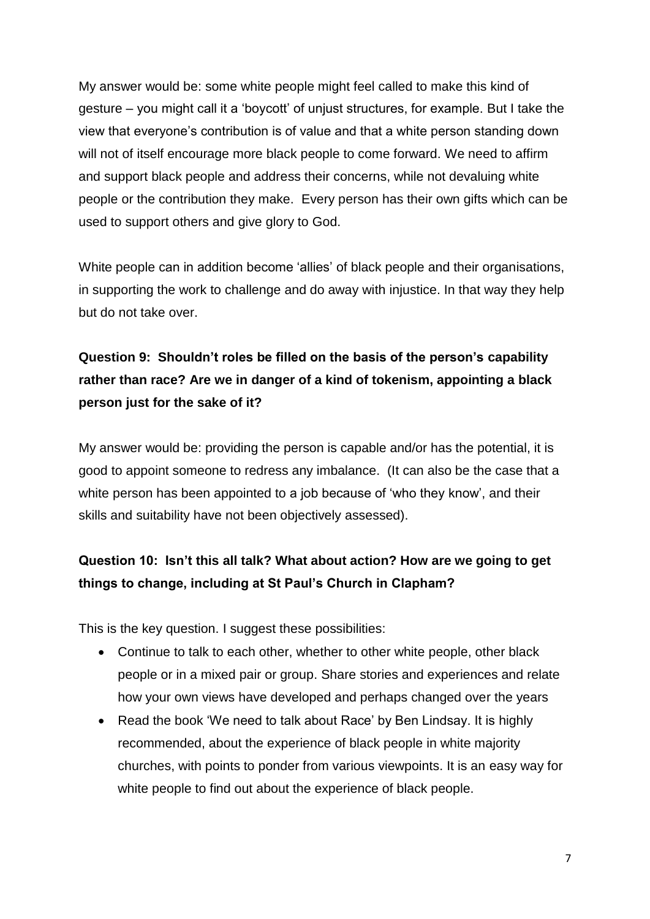My answer would be: some white people might feel called to make this kind of gesture – you might call it a 'boycott' of unjust structures, for example. But I take the view that everyone's contribution is of value and that a white person standing down will not of itself encourage more black people to come forward. We need to affirm and support black people and address their concerns, while not devaluing white people or the contribution they make. Every person has their own gifts which can be used to support others and give glory to God.

White people can in addition become 'allies' of black people and their organisations, in supporting the work to challenge and do away with injustice. In that way they help but do not take over.

**Question 9: Shouldn't roles be filled on the basis of the person's capability rather than race? Are we in danger of a kind of tokenism, appointing a black person just for the sake of it?**

My answer would be: providing the person is capable and/or has the potential, it is good to appoint someone to redress any imbalance. (It can also be the case that a white person has been appointed to a job because of 'who they know', and their skills and suitability have not been objectively assessed).

**Question 10: Isn't this all talk? What about action? How are we going to get things to change, including at St Paul's Church in Clapham?**

This is the key question. I suggest these possibilities:

- Continue to talk to each other, whether to other white people, other black people or in a mixed pair or group. Share stories and experiences and relate how your own views have developed and perhaps changed over the years
- Read the book 'We need to talk about Race' by Ben Lindsay. It is highly recommended, about the experience of black people in white majority churches, with points to ponder from various viewpoints. It is an easy way for white people to find out about the experience of black people.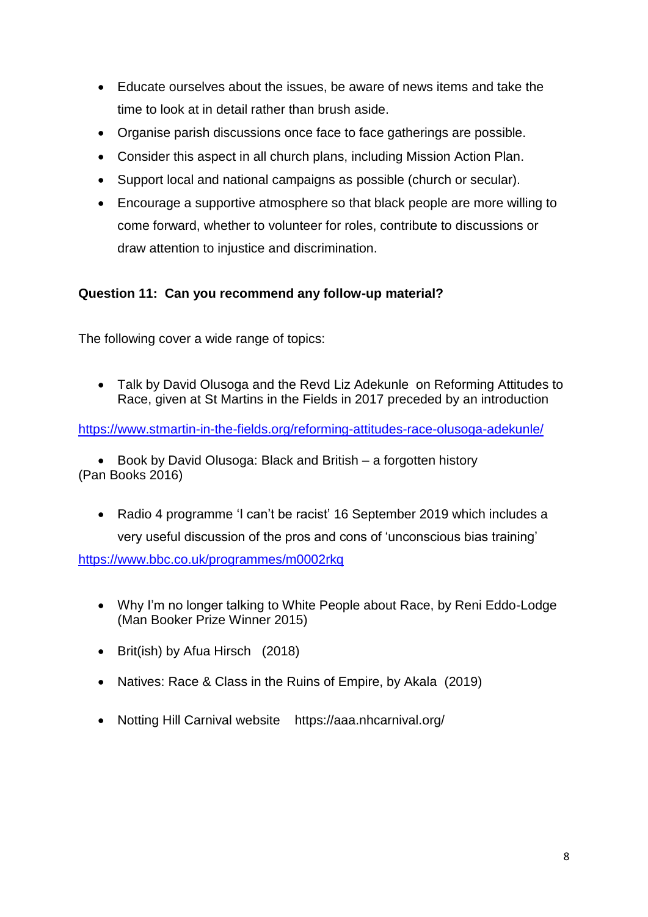- Educate ourselves about the issues, be aware of news items and take the time to look at in detail rather than brush aside.
- Organise parish discussions once face to face gatherings are possible.
- Consider this aspect in all church plans, including Mission Action Plan.
- Support local and national campaigns as possible (church or secular).
- Encourage a supportive atmosphere so that black people are more willing to come forward, whether to volunteer for roles, contribute to discussions or draw attention to injustice and discrimination.

**Question 11: Can you recommend any follow-up material?**

The following cover a wide range of topics:

- Talk by David Olusoga and the Revd Liz Adekunle on Reforming Attitudes to Race, given at St Martins in the Fields in 2017 preceded by an introduction

https://www.stmartin-in-the-fields.org/reforming-attitudes-race-olusoga-adekunle/

- Book by David Olusoga: Black and British – a forgotten history (Pan Books 2016)

- Radio 4 programme 'I can't be racist' 16 September 2019 which includes a very useful discussion of the pros and cons of 'unconscious bias training'

https://www.bbc.co.uk/programmes/m0002rkq

- Why I'm no longer talking to White People about Race, by Reni Eddo-Lodge (Man Booker Prize Winner 2015)
- Brit(ish) by Afua Hirsch (2018)
- Natives: Race & Class in the Ruins of Empire, by Akala (2019)
- Notting Hill Carnival website https://aaa.nhcarnival.org/